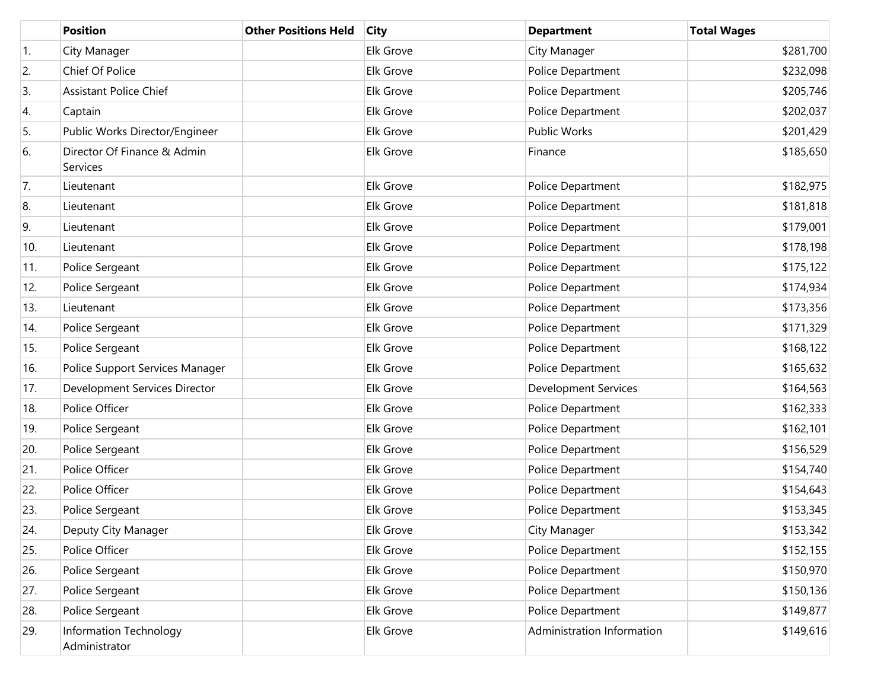| | Position | Other Positions Held | City | Department | Total Wages |
|---|---|---|---|---|---|
| 1. | City Manager | | Elk Grove | City Manager | $281,700 |
| 2. | Chief Of Police | | Elk Grove | Police Department | $232,098 |
| 3. | Assistant Police Chief | | Elk Grove | Police Department | $205,746 |
| 4. | Captain | | Elk Grove | Police Department | $202,037 |
| 5. | Public Works Director/Engineer | | Elk Grove | Public Works | $201,429 |
| 6. | Director Of Finance & Admin Services | | Elk Grove | Finance | $185,650 |
| 7. | Lieutenant | | Elk Grove | Police Department | $182,975 |
| 8. | Lieutenant | | Elk Grove | Police Department | $181,818 |
| 9. | Lieutenant | | Elk Grove | Police Department | $179,001 |
| 10. | Lieutenant | | Elk Grove | Police Department | $178,198 |
| 11. | Police Sergeant | | Elk Grove | Police Department | $175,122 |
| 12. | Police Sergeant | | Elk Grove | Police Department | $174,934 |
| 13. | Lieutenant | | Elk Grove | Police Department | $173,356 |
| 14. | Police Sergeant | | Elk Grove | Police Department | $171,329 |
| 15. | Police Sergeant | | Elk Grove | Police Department | $168,122 |
| 16. | Police Support Services Manager | | Elk Grove | Police Department | $165,632 |
| 17. | Development Services Director | | Elk Grove | Development Services | $164,563 |
| 18. | Police Officer | | Elk Grove | Police Department | $162,333 |
| 19. | Police Sergeant | | Elk Grove | Police Department | $162,101 |
| 20. | Police Sergeant | | Elk Grove | Police Department | $156,529 |
| 21. | Police Officer | | Elk Grove | Police Department | $154,740 |
| 22. | Police Officer | | Elk Grove | Police Department | $154,643 |
| 23. | Police Sergeant | | Elk Grove | Police Department | $153,345 |
| 24. | Deputy City Manager | | Elk Grove | City Manager | $153,342 |
| 25. | Police Officer | | Elk Grove | Police Department | $152,155 |
| 26. | Police Sergeant | | Elk Grove | Police Department | $150,970 |
| 27. | Police Sergeant | | Elk Grove | Police Department | $150,136 |
| 28. | Police Sergeant | | Elk Grove | Police Department | $149,877 |
| 29. | Information Technology Administrator | | Elk Grove | Administration Information | $149,616 |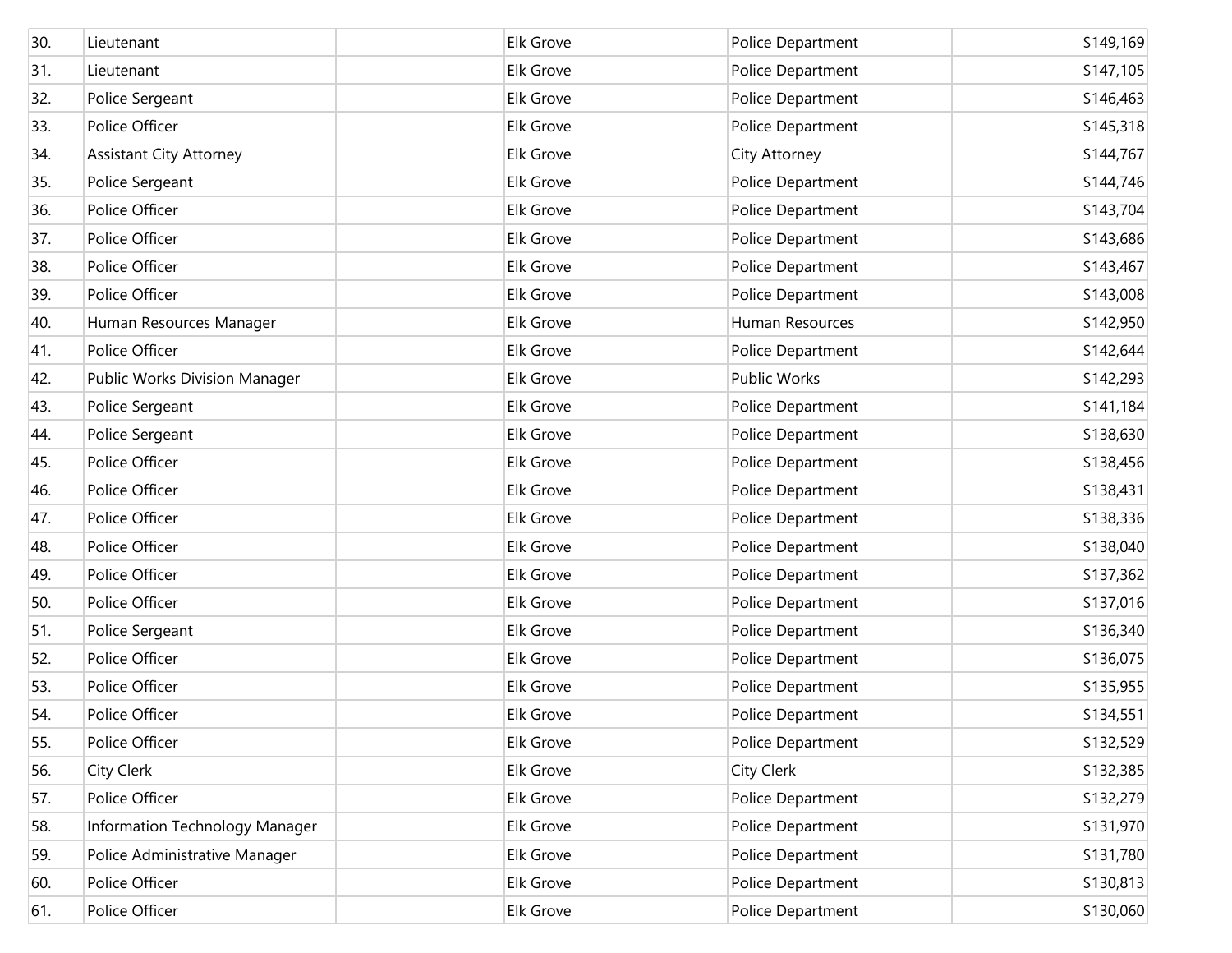| | | | | | |
|---|---|---|---|---|---|
| 30. | Lieutenant | | Elk Grove | Police Department | $149,169 |
| 31. | Lieutenant | | Elk Grove | Police Department | $147,105 |
| 32. | Police Sergeant | | Elk Grove | Police Department | $146,463 |
| 33. | Police Officer | | Elk Grove | Police Department | $145,318 |
| 34. | Assistant City Attorney | | Elk Grove | City Attorney | $144,767 |
| 35. | Police Sergeant | | Elk Grove | Police Department | $144,746 |
| 36. | Police Officer | | Elk Grove | Police Department | $143,704 |
| 37. | Police Officer | | Elk Grove | Police Department | $143,686 |
| 38. | Police Officer | | Elk Grove | Police Department | $143,467 |
| 39. | Police Officer | | Elk Grove | Police Department | $143,008 |
| 40. | Human Resources Manager | | Elk Grove | Human Resources | $142,950 |
| 41. | Police Officer | | Elk Grove | Police Department | $142,644 |
| 42. | Public Works Division Manager | | Elk Grove | Public Works | $142,293 |
| 43. | Police Sergeant | | Elk Grove | Police Department | $141,184 |
| 44. | Police Sergeant | | Elk Grove | Police Department | $138,630 |
| 45. | Police Officer | | Elk Grove | Police Department | $138,456 |
| 46. | Police Officer | | Elk Grove | Police Department | $138,431 |
| 47. | Police Officer | | Elk Grove | Police Department | $138,336 |
| 48. | Police Officer | | Elk Grove | Police Department | $138,040 |
| 49. | Police Officer | | Elk Grove | Police Department | $137,362 |
| 50. | Police Officer | | Elk Grove | Police Department | $137,016 |
| 51. | Police Sergeant | | Elk Grove | Police Department | $136,340 |
| 52. | Police Officer | | Elk Grove | Police Department | $136,075 |
| 53. | Police Officer | | Elk Grove | Police Department | $135,955 |
| 54. | Police Officer | | Elk Grove | Police Department | $134,551 |
| 55. | Police Officer | | Elk Grove | Police Department | $132,529 |
| 56. | City Clerk | | Elk Grove | City Clerk | $132,385 |
| 57. | Police Officer | | Elk Grove | Police Department | $132,279 |
| 58. | Information Technology Manager | | Elk Grove | Police Department | $131,970 |
| 59. | Police Administrative Manager | | Elk Grove | Police Department | $131,780 |
| 60. | Police Officer | | Elk Grove | Police Department | $130,813 |
| 61. | Police Officer | | Elk Grove | Police Department | $130,060 |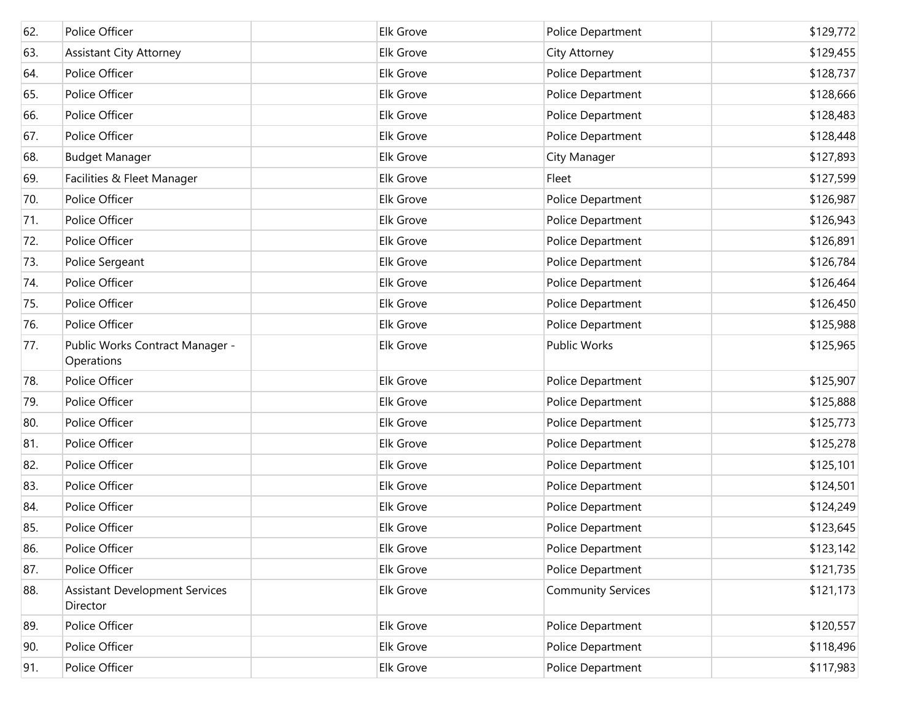| | | | | | |
|---|---|---|---|---|---|
| 62. | Police Officer | | Elk Grove | Police Department | $129,772 |
| 63. | Assistant City Attorney | | Elk Grove | City Attorney | $129,455 |
| 64. | Police Officer | | Elk Grove | Police Department | $128,737 |
| 65. | Police Officer | | Elk Grove | Police Department | $128,666 |
| 66. | Police Officer | | Elk Grove | Police Department | $128,483 |
| 67. | Police Officer | | Elk Grove | Police Department | $128,448 |
| 68. | Budget Manager | | Elk Grove | City Manager | $127,893 |
| 69. | Facilities & Fleet Manager | | Elk Grove | Fleet | $127,599 |
| 70. | Police Officer | | Elk Grove | Police Department | $126,987 |
| 71. | Police Officer | | Elk Grove | Police Department | $126,943 |
| 72. | Police Officer | | Elk Grove | Police Department | $126,891 |
| 73. | Police Sergeant | | Elk Grove | Police Department | $126,784 |
| 74. | Police Officer | | Elk Grove | Police Department | $126,464 |
| 75. | Police Officer | | Elk Grove | Police Department | $126,450 |
| 76. | Police Officer | | Elk Grove | Police Department | $125,988 |
| 77. | Public Works Contract Manager - Operations | | Elk Grove | Public Works | $125,965 |
| 78. | Police Officer | | Elk Grove | Police Department | $125,907 |
| 79. | Police Officer | | Elk Grove | Police Department | $125,888 |
| 80. | Police Officer | | Elk Grove | Police Department | $125,773 |
| 81. | Police Officer | | Elk Grove | Police Department | $125,278 |
| 82. | Police Officer | | Elk Grove | Police Department | $125,101 |
| 83. | Police Officer | | Elk Grove | Police Department | $124,501 |
| 84. | Police Officer | | Elk Grove | Police Department | $124,249 |
| 85. | Police Officer | | Elk Grove | Police Department | $123,645 |
| 86. | Police Officer | | Elk Grove | Police Department | $123,142 |
| 87. | Police Officer | | Elk Grove | Police Department | $121,735 |
| 88. | Assistant Development Services Director | | Elk Grove | Community Services | $121,173 |
| 89. | Police Officer | | Elk Grove | Police Department | $120,557 |
| 90. | Police Officer | | Elk Grove | Police Department | $118,496 |
| 91. | Police Officer | | Elk Grove | Police Department | $117,983 |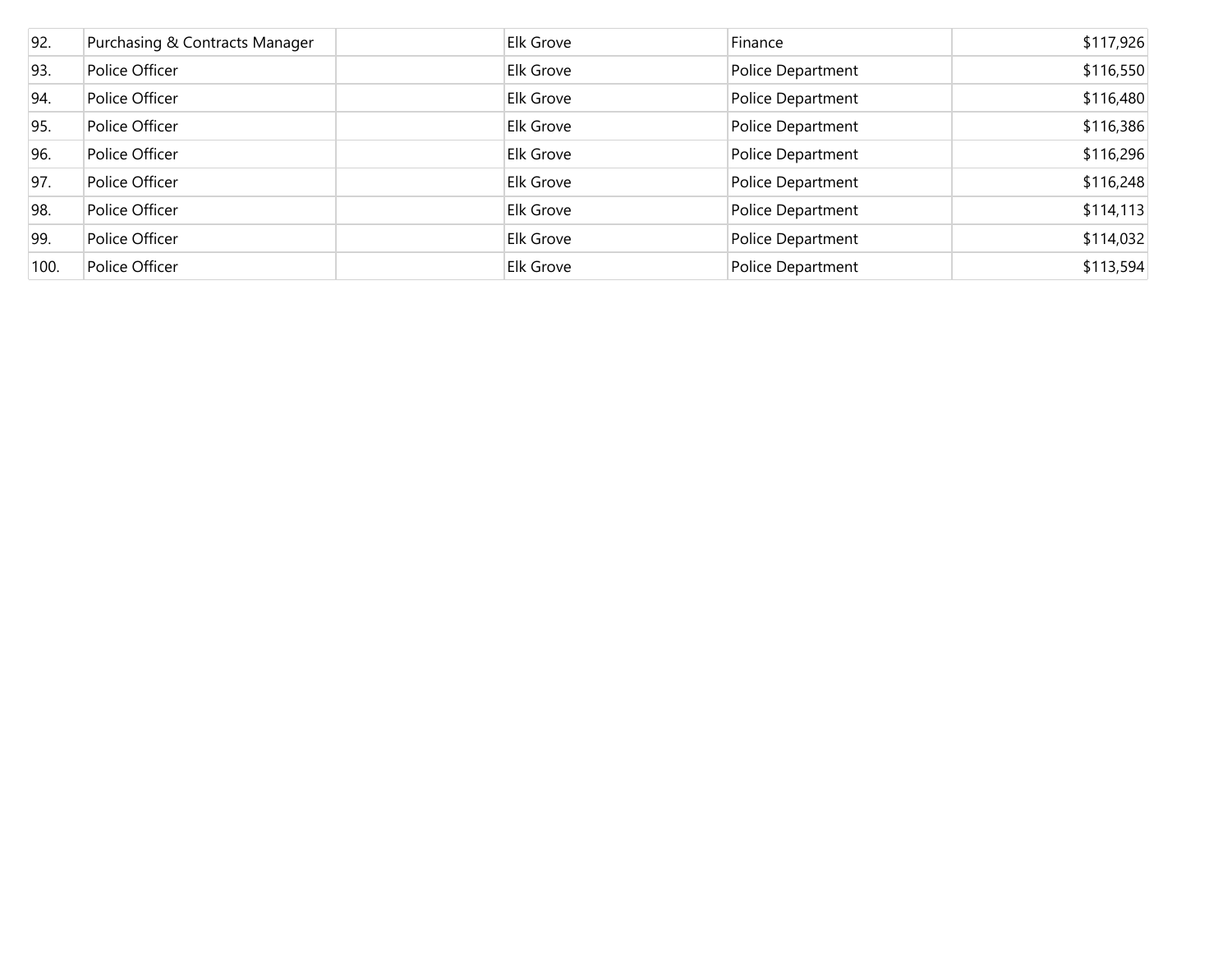| | | | | | |
|---|---|---|---|---|---|
| 92. | Purchasing & Contracts Manager | | Elk Grove | Finance | $117,926 |
| 93. | Police Officer | | Elk Grove | Police Department | $116,550 |
| 94. | Police Officer | | Elk Grove | Police Department | $116,480 |
| 95. | Police Officer | | Elk Grove | Police Department | $116,386 |
| 96. | Police Officer | | Elk Grove | Police Department | $116,296 |
| 97. | Police Officer | | Elk Grove | Police Department | $116,248 |
| 98. | Police Officer | | Elk Grove | Police Department | $114,113 |
| 99. | Police Officer | | Elk Grove | Police Department | $114,032 |
| 100. | Police Officer | | Elk Grove | Police Department | $113,594 |